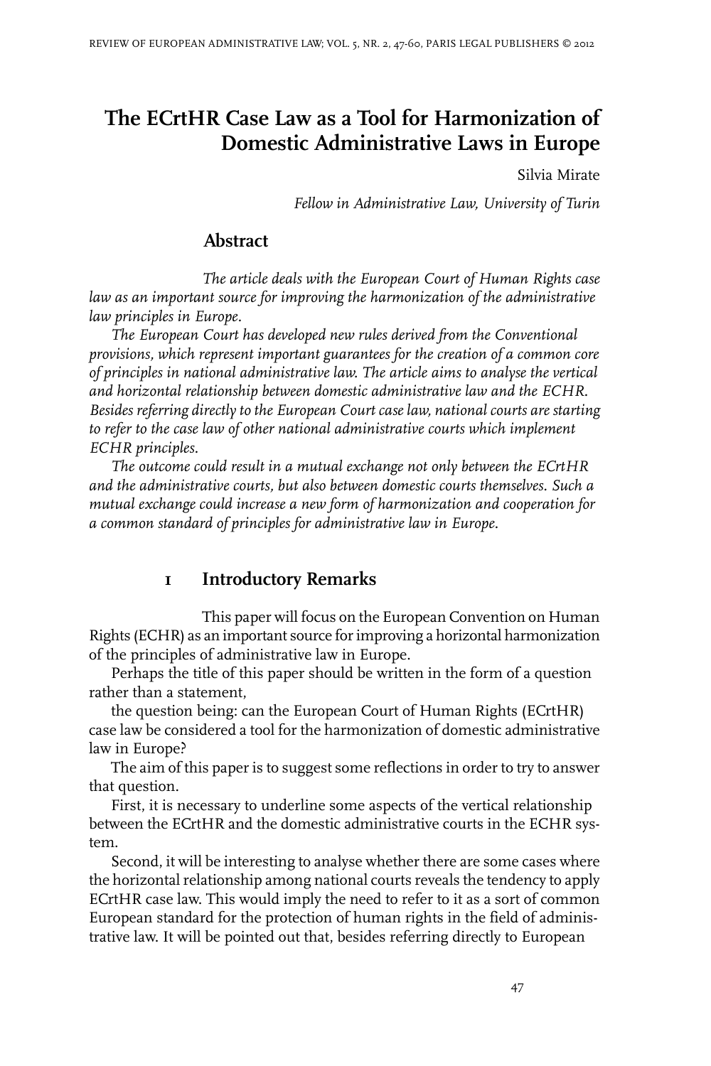# The ECrtHR Case Law as a Tool for Harmonization of Domestic Administrative Laws in Europe

Silvia Mirate

*Fellow in Administrative Law, University of Turin*

## Abstract

*The article deals with the European Court of Human Rights case law as an important source for improving the harmonization of the administrative law principles in Europe.*

*The European Court has developed new rules derived from the Conventional provisions, which represent important guarantees for the creation of a common core of principles in national administrative law. The article aims to analyse the vertical and horizontal relationship between domestic administrative law and the ECHR. Besides referring directly to the European Court case law, national courts are starting to refer to the case law of other national administrative courts which implement ECHR principles.*

*The outcome could result in a mutual exchange not only between the ECrtHR and the administrative courts, but also between domestic courts themselves. Such a mutual exchange could increase a new form of harmonization and cooperation for a common standard of principles for administrative law in Europe.*

## 1 Introductory Remarks

This paper will focus on the European Convention on Human Rights (ECHR) as an important source for improving a horizontal harmonization of the principles of administrative law in Europe.

Perhaps the title of this paper should be written in the form of a question rather than a statement,

the question being: can the European Court of Human Rights (ECrtHR) case law be considered a tool for the harmonization of domestic administrative law in Europe?

The aim of this paper is to suggest some reflections in order to try to answer that question.

First, it is necessary to underline some aspects of the vertical relationship between the ECrtHR and the domestic administrative courts in the ECHR system.

Second, it will be interesting to analyse whether there are some cases where the horizontal relationship among national courts reveals the tendency to apply ECrtHR case law. This would imply the need to refer to it as a sort of common European standard for the protection of human rights in the field of administrative law. It will be pointed out that, besides referring directly to European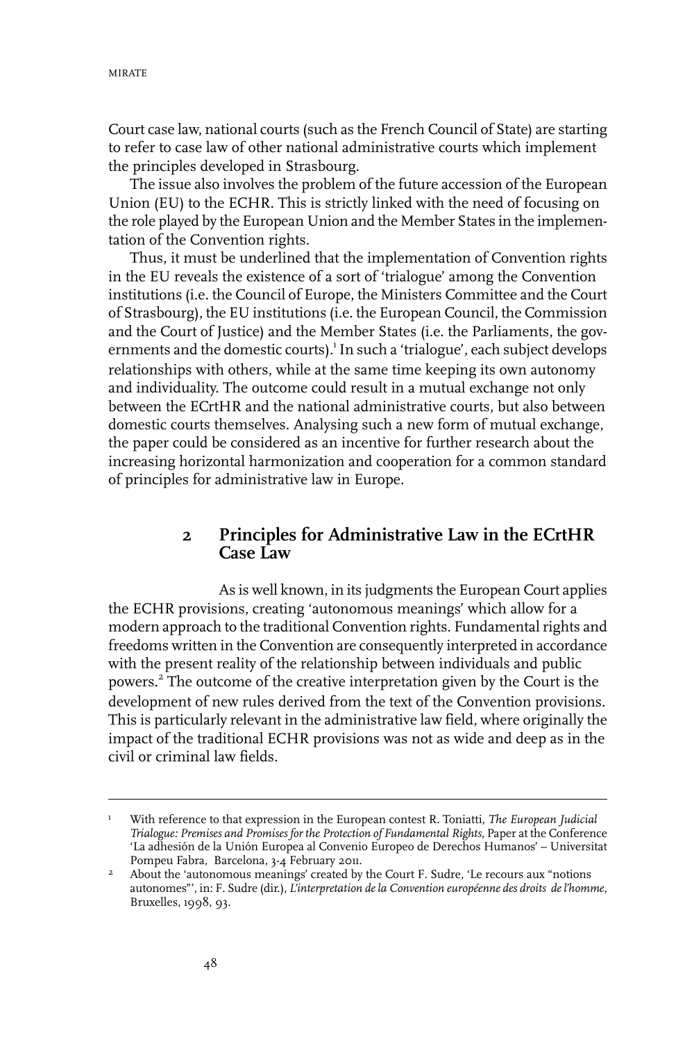Court case law, national courts (such as the French Council of State) are starting to refer to case law of other national administrative courts which implement the principles developed in Strasbourg.

The issue also involves the problem of the future accession of the European Union (EU) to the ECHR. This is strictly linked with the need of focusing on the role played by the European Union and the Member States in the implementation of the Convention rights.

Thus, it must be underlined that the implementation of Convention rights in the EU reveals the existence of a sort of 'trialogue' among the Convention institutions (i.e. the Council of Europe, the Ministers Committee and the Court of Strasbourg), the EU institutions (i.e. the European Council, the Commission and the Court of Justice) and the Member States (i.e. the Parliaments, the governments and the domestic courts).[1] In such a 'trialogue', each subject develops relationships with others, while at the same time keeping its own autonomy and individuality. The outcome could result in a mutual exchange not only between the ECrtHR and the national administrative courts, but also between domestic courts themselves. Analysing such a new form of mutual exchange, the paper could be considered as an incentive for further research about the increasing horizontal harmonization and cooperation for a common standard of principles for administrative law in Europe.

## 2 Principles for Administrative Law in the ECrtHR Case Law

As is well known, in its judgments the European Court applies the ECHR provisions, creating 'autonomous meanings' which allow for a modern approach to the traditional Convention rights. Fundamental rights and freedoms written in the Convention are consequently interpreted in accordance with the present reality of the relationship between individuals and public powers.[2] The outcome of the creative interpretation given by the Court is the development of new rules derived from the text of the Convention provisions. This is particularly relevant in the administrative law field, where originally the impact of the traditional ECHR provisions was not as wide and deep as in the civil or criminal law fields.

---

[1] With reference to that expression in the European contest R. Toniatti, *The European Judicial Trialogue: Premises and Promises for the Protection of Fundamental Rights*, Paper at the Conference 'La adhesión de la Unión Europea al Convenio Europeo de Derechos Humanos' – Universitat Pompeu Fabra, Barcelona, 3-4 February 2011.

[2] About the 'autonomous meanings' created by the Court F. Sudre, 'Le recours aux "notions autonomes"', in: F. Sudre (dir.), *L'interpretation de la Convention européenne des droits de l'homme*, Bruxelles, 1998, 93.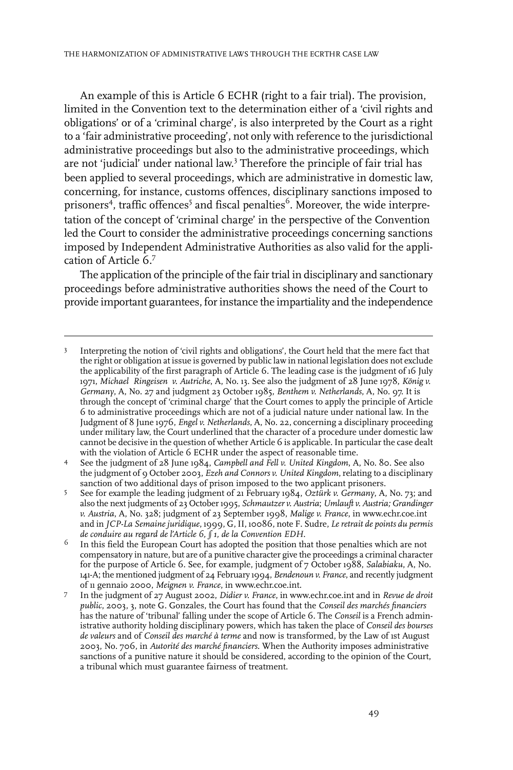An example of this is Article 6 ECHR (right to a fair trial). The provision, limited in the Convention text to the determination either of a 'civil rights and obligations' or of a 'criminal charge', is also interpreted by the Court as a right to a 'fair administrative proceeding', not only with reference to the jurisdictional administrative proceedings but also to the administrative proceedings, which are not 'judicial' under national law.[3] Therefore the principle of fair trial has been applied to several proceedings, which are administrative in domestic law, concerning, for instance, customs offences, disciplinary sanctions imposed to prisoners[4], traffic offences[5] and fiscal penalties[6]. Moreover, the wide interpretation of the concept of 'criminal charge' in the perspective of the Convention led the Court to consider the administrative proceedings concerning sanctions imposed by Independent Administrative Authorities as also valid for the application of Article 6.[7]

The application of the principle of the fair trial in disciplinary and sanctionary proceedings before administrative authorities shows the need of the Court to provide important guarantees, for instance the impartiality and the independence

---

3 Interpreting the notion of 'civil rights and obligations', the Court held that the mere fact that the right or obligation at issue is governed by public law in national legislation does not exclude the applicability of the first paragraph of Article 6. The leading case is the judgment of 16 July 1971, *Michael Ringeisen v. Autriche*, A, No. 13. See also the judgment of 28 June 1978, *König v. Germany*, A, No. 27 and judgment 23 October 1985, *Benthem v. Netherlands*, A, No. 97. It is through the concept of 'criminal charge' that the Court comes to apply the principle of Article 6 to administrative proceedings which are not of a judicial nature under national law. In the Judgment of 8 June 1976, *Engel v. Netherlands*, A, No. 22, concerning a disciplinary proceeding under military law, the Court underlined that the character of a procedure under domestic law cannot be decisive in the question of whether Article 6 is applicable. In particular the case dealt with the violation of Article 6 ECHR under the aspect of reasonable time.

4 See the judgment of 28 June 1984, *Campbell and Fell v. United Kingdom*, A, No. 80. See also the judgment of 9 October 2003, *Ezeh and Connors v. United Kingdom*, relating to a disciplinary sanction of two additional days of prison imposed to the two applicant prisoners.

5 See for example the leading judgment of 21 February 1984, *Oztürk v. Germany*, A, No. 73; and also the next judgments of 23 October 1995, *Schmautzer v. Austria*; *Umlauft v. Austria; Grandinger v. Austria*, A, No. 328; judgment of 23 September 1998, *Malige v. France*, in www.echr.coe.int and in *JCP-La Semaine juridique*, 1999, G, II, 10086, note F. Sudre, *Le retrait de points du permis de conduire au regard de l'Article 6, § 1, de la Convention EDH*.

6 In this field the European Court has adopted the position that those penalties which are not compensatory in nature, but are of a punitive character give the proceedings a criminal character for the purpose of Article 6. See, for example, judgment of 7 October 1988, *Salabiaku*, A, No. 141-A; the mentioned judgment of 24 February 1994, *Bendenoun v. France*, and recently judgment of 11 gennaio 2000, *Meignen v. France*, in www.echr.coe.int.

7 In the judgment of 27 August 2002, *Didier v. France*, in www.echr.coe.int and in *Revue de droit public*, 2003, 3, note G. Gonzales, the Court has found that the *Conseil des marchés financiers* has the nature of 'tribunal' falling under the scope of Article 6. The *Conseil* is a French administrative authority holding disciplinary powers, which has taken the place of *Conseil des bourses de valeurs* and of *Conseil des marché à terme* and now is transformed, by the Law of 1st August 2003, No. 706, in *Autorité des marché financiers.* When the Authority imposes administrative sanctions of a punitive nature it should be considered, according to the opinion of the Court, a tribunal which must guarantee fairness of treatment.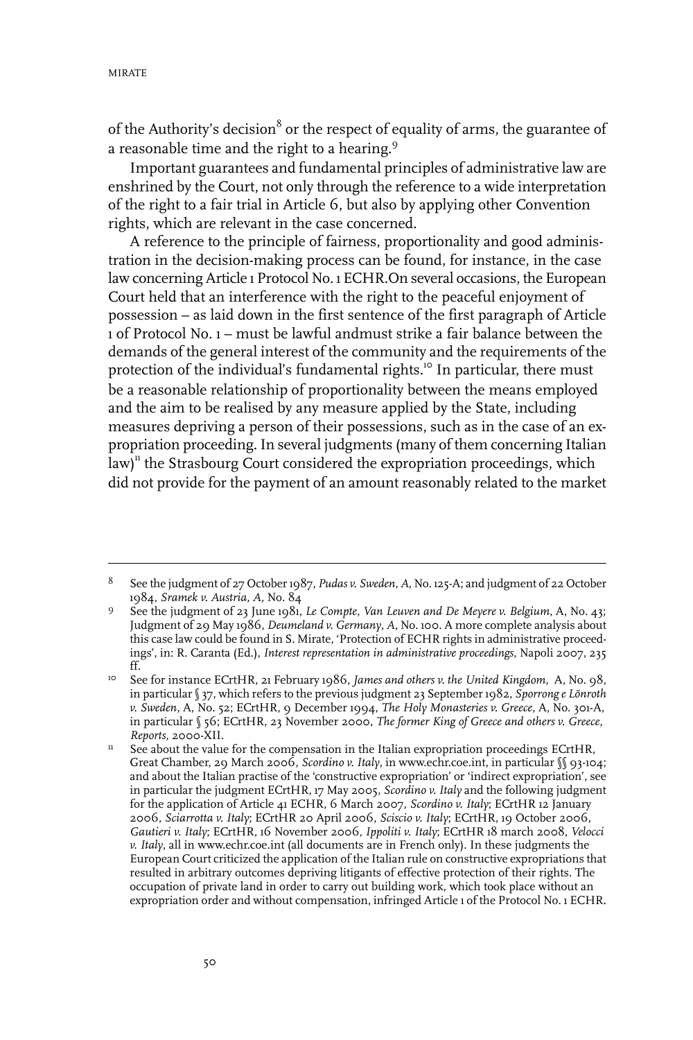of the Authority's decision[8] or the respect of equality of arms, the guarantee of a reasonable time and the right to a hearing.[9]

Important guarantees and fundamental principles of administrative law are enshrined by the Court, not only through the reference to a wide interpretation of the right to a fair trial in Article 6, but also by applying other Convention rights, which are relevant in the case concerned.

A reference to the principle of fairness, proportionality and good administration in the decision-making process can be found, for instance, in the case law concerning Article 1 Protocol No. 1 ECHR.On several occasions, the European Court held that an interference with the right to the peaceful enjoyment of possession – as laid down in the first sentence of the first paragraph of Article 1 of Protocol No. 1 – must be lawful andmust strike a fair balance between the demands of the general interest of the community and the requirements of the protection of the individual's fundamental rights.[10] In particular, there must be a reasonable relationship of proportionality between the means employed and the aim to be realised by any measure applied by the State, including measures depriving a person of their possessions, such as in the case of an expropriation proceeding. In several judgments (many of them concerning Italian law)[11] the Strasbourg Court considered the expropriation proceedings, which did not provide for the payment of an amount reasonably related to the market

---

8 See the judgment of 27 October 1987, *Pudas v. Sweden*, *A*, No. 125-A; and judgment of 22 October 1984, *Sramek v. Austria*, *A*, No. 84

9 See the judgment of 23 June 1981, *Le Compte, Van Leuven and De Meyere v. Belgium*, A, No. 43; Judgment of 29 May 1986, *Deumeland v. Germany*, *A*, No. 100. A more complete analysis about this case law could be found in S. Mirate, 'Protection of ECHR rights in administrative proceedings', in: R. Caranta (Ed.), *Interest representation in administrative proceedings*, Napoli 2007, 235 ff.

10 See for instance ECrtHR, 21 February 1986, *James and others v. the United Kingdom*, A, No. 98, in particular § 37, which refers to the previous judgment 23 September 1982, *Sporrong e Lönroth v. Sweden*, A, No. 52; ECrtHR, 9 December 1994, *The Holy Monasteries v. Greece*, A, No. 301-A, in particular § 56; ECrtHR, 23 November 2000, *The former King of Greece and others v. Greece*, *Reports*, 2000-XII.

11 See about the value for the compensation in the Italian expropriation proceedings ECrtHR, Great Chamber, 29 March 2006, *Scordino v. Italy*, in www.echr.coe.int, in particular §§ 93-104; and about the Italian practise of the 'constructive expropriation' or 'indirect expropriation', see in particular the judgment ECrtHR, 17 May 2005, *Scordino v. Italy* and the following judgment for the application of Article 41 ECHR, 6 March 2007, *Scordino v. Italy*; ECrtHR 12 January 2006, *Sciarrotta v. Italy*; ECrtHR 20 April 2006, *Sciscio v. Italy*; ECrtHR, 19 October 2006, *Gautieri v. Italy*; ECrtHR, 16 November 2006, *Ippoliti v. Italy*; ECrtHR 18 march 2008, *Velocci v. Italy*, all in www.echr.coe.int (all documents are in French only). In these judgments the European Court criticized the application of the Italian rule on constructive expropriations that resulted in arbitrary outcomes depriving litigants of effective protection of their rights. The occupation of private land in order to carry out building work, which took place without an expropriation order and without compensation, infringed Article 1 of the Protocol No. 1 ECHR.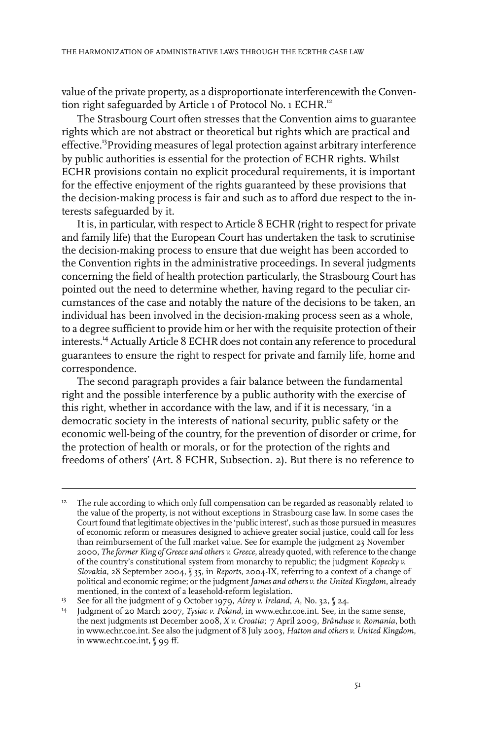value of the private property, as a disproportionate interferencewith the Convention right safeguarded by Article 1 of Protocol No. 1 ECHR.[12]

The Strasbourg Court often stresses that the Convention aims to guarantee rights which are not abstract or theoretical but rights which are practical and effective.[13]Providing measures of legal protection against arbitrary interference by public authorities is essential for the protection of ECHR rights. Whilst ECHR provisions contain no explicit procedural requirements, it is important for the effective enjoyment of the rights guaranteed by these provisions that the decision-making process is fair and such as to afford due respect to the interests safeguarded by it.

It is, in particular, with respect to Article 8 ECHR (right to respect for private and family life) that the European Court has undertaken the task to scrutinise the decision-making process to ensure that due weight has been accorded to the Convention rights in the administrative proceedings. In several judgments concerning the field of health protection particularly, the Strasbourg Court has pointed out the need to determine whether, having regard to the peculiar circumstances of the case and notably the nature of the decisions to be taken, an individual has been involved in the decision-making process seen as a whole, to a degree sufficient to provide him or her with the requisite protection of their interests.[14] Actually Article 8 ECHR does not contain any reference to procedural guarantees to ensure the right to respect for private and family life, home and correspondence.

The second paragraph provides a fair balance between the fundamental right and the possible interference by a public authority with the exercise of this right, whether in accordance with the law, and if it is necessary, 'in a democratic society in the interests of national security, public safety or the economic well-being of the country, for the prevention of disorder or crime, for the protection of health or morals, or for the protection of the rights and freedoms of others' (Art. 8 ECHR, Subsection. 2). But there is no reference to

---

[12] The rule according to which only full compensation can be regarded as reasonably related to the value of the property, is not without exceptions in Strasbourg case law. In some cases the Court found that legitimate objectives in the 'public interest', such as those pursued in measures of economic reform or measures designed to achieve greater social justice, could call for less than reimbursement of the full market value. See for example the judgment 23 November 2000, *The former King of Greece and others v. Greece*, already quoted, with reference to the change of the country's constitutional system from monarchy to republic; the judgment *Kopecky v. Slovakia*, 28 September 2004, § 35, in *Reports*, 2004-IX, referring to a context of a change of political and economic regime; or the judgment *James and others v. the United Kingdom*, already mentioned, in the context of a leasehold-reform legislation.

[13] See for all the judgment of 9 October 1979, *Airey v. Ireland*, *A*, No. 32, § 24.

[14] Judgment of 20 March 2007, *Tysiac v. Poland*, in www.echr.coe.int. See, in the same sense, the next judgments 1st December 2008, *X v. Croatia*; 7 April 2009, *Brânduse v. Romania*, both in www.echr.coe.int. See also the judgment of 8 July 2003, *Hatton and others v. United Kingdom*, in www.echr.coe.int, § 99 ff.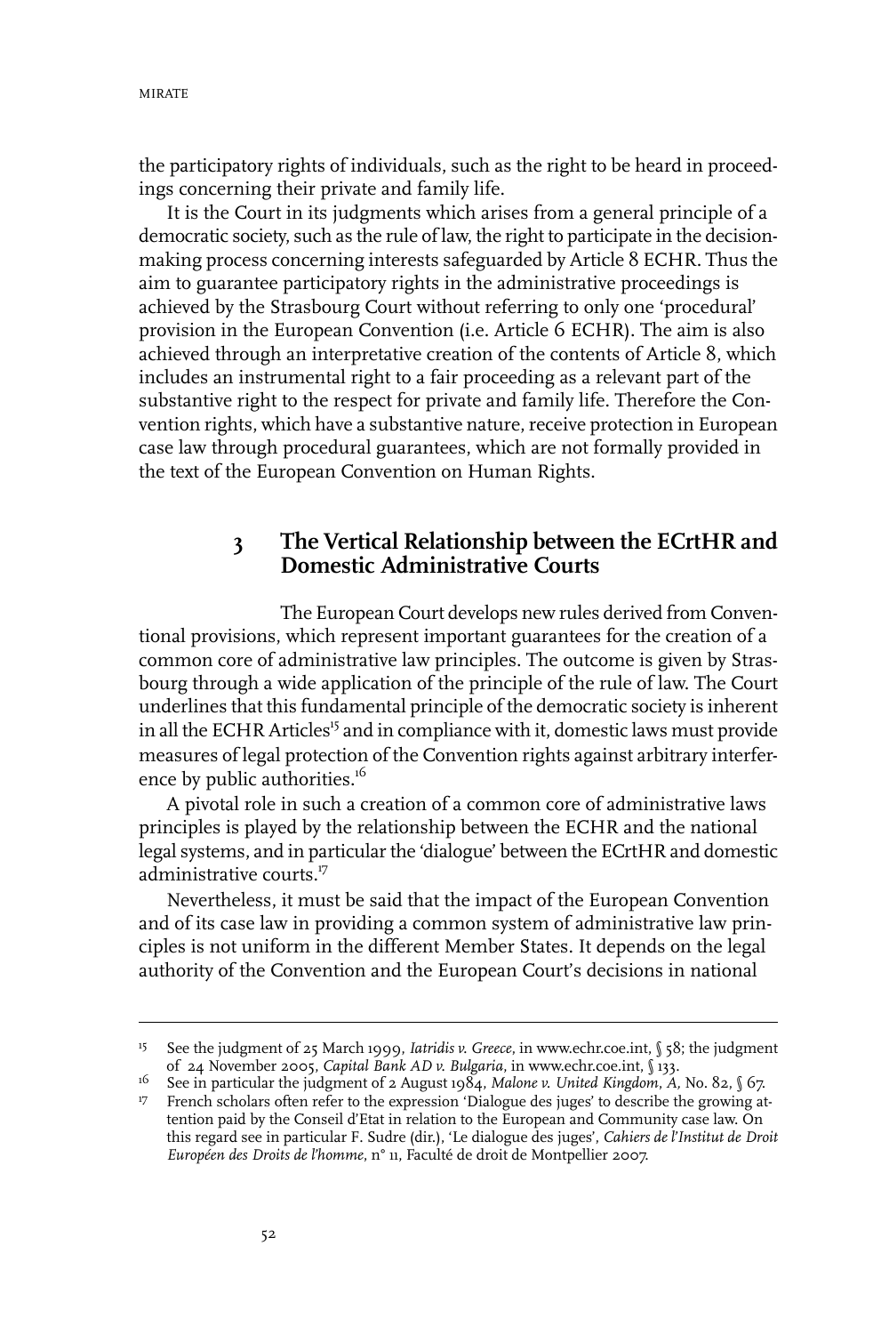the participatory rights of individuals, such as the right to be heard in proceedings concerning their private and family life.

It is the Court in its judgments which arises from a general principle of a democratic society, such as the rule of law, the right to participate in the decision-making process concerning interests safeguarded by Article 8 ECHR. Thus the aim to guarantee participatory rights in the administrative proceedings is achieved by the Strasbourg Court without referring to only one 'procedural' provision in the European Convention (i.e. Article 6 ECHR). The aim is also achieved through an interpretative creation of the contents of Article 8, which includes an instrumental right to a fair proceeding as a relevant part of the substantive right to the respect for private and family life. Therefore the Convention rights, which have a substantive nature, receive protection in European case law through procedural guarantees, which are not formally provided in the text of the European Convention on Human Rights.

## 3 The Vertical Relationship between the ECrtHR and Domestic Administrative Courts

The European Court develops new rules derived from Conventional provisions, which represent important guarantees for the creation of a common core of administrative law principles. The outcome is given by Strasbourg through a wide application of the principle of the rule of law. The Court underlines that this fundamental principle of the democratic society is inherent in all the ECHR Articles[15] and in compliance with it, domestic laws must provide measures of legal protection of the Convention rights against arbitrary interference by public authorities.[16]

A pivotal role in such a creation of a common core of administrative laws principles is played by the relationship between the ECHR and the national legal systems, and in particular the 'dialogue' between the ECrtHR and domestic administrative courts.[17]

Nevertheless, it must be said that the impact of the European Convention and of its case law in providing a common system of administrative law principles is not uniform in the different Member States. It depends on the legal authority of the Convention and the European Court's decisions in national

---

[15] See the judgment of 25 March 1999, *Iatridis v. Greece*, in www.echr.coe.int, § 58; the judgment of 24 November 2005, *Capital Bank AD v. Bulgaria*, in www.echr.coe.int, § 133.

[16] See in particular the judgment of 2 August 1984, *Malone v. United Kingdom, A,* No. 82, § 67.

[17] French scholars often refer to the expression 'Dialogue des juges' to describe the growing attention paid by the Conseil d'Etat in relation to the European and Community case law. On this regard see in particular F. Sudre (dir.), 'Le dialogue des juges', *Cahiers de l'Institut de Droit Européen des Droits de l'homme*, n° 11, Faculté de droit de Montpellier 2007.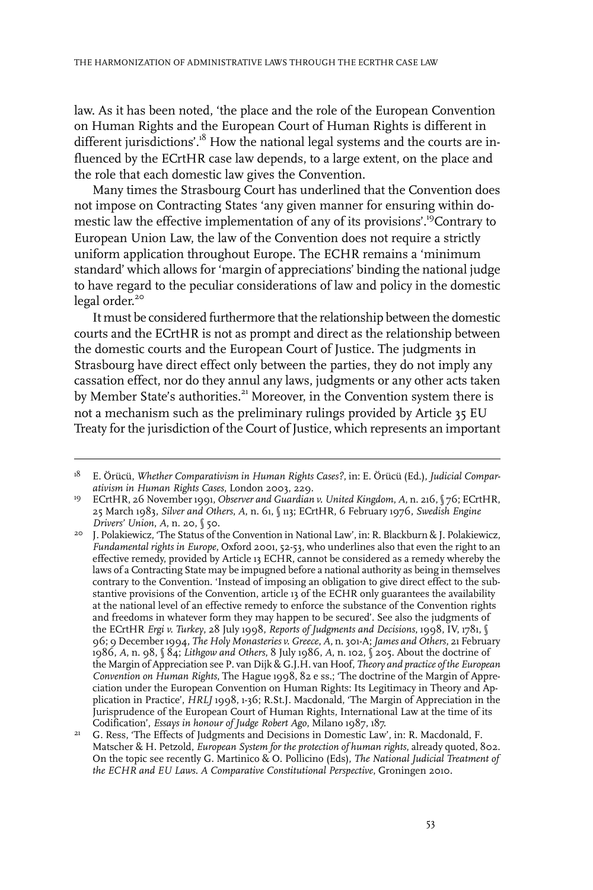law. As it has been noted, 'the place and the role of the European Convention on Human Rights and the European Court of Human Rights is different in different jurisdictions'.[18] How the national legal systems and the courts are influenced by the ECrtHR case law depends, to a large extent, on the place and the role that each domestic law gives the Convention.

Many times the Strasbourg Court has underlined that the Convention does not impose on Contracting States 'any given manner for ensuring within domestic law the effective implementation of any of its provisions'.[19]Contrary to European Union Law, the law of the Convention does not require a strictly uniform application throughout Europe. The ECHR remains a 'minimum standard' which allows for 'margin of appreciations' binding the national judge to have regard to the peculiar considerations of law and policy in the domestic legal order.[20]

It must be considered furthermore that the relationship between the domestic courts and the ECrtHR is not as prompt and direct as the relationship between the domestic courts and the European Court of Justice. The judgments in Strasbourg have direct effect only between the parties, they do not imply any cassation effect, nor do they annul any laws, judgments or any other acts taken by Member State's authorities.[21] Moreover, in the Convention system there is not a mechanism such as the preliminary rulings provided by Article 35 EU Treaty for the jurisdiction of the Court of Justice, which represents an important

---

[18] E. Örücü, *Whether Comparativism in Human Rights Cases?*, in: E. Örücü (Ed.), *Judicial Comparativism in Human Rights Cases*, London 2003, 229.

[19] ECrtHR, 26 November 1991, *Observer and Guardian v. United Kingdom*, *A*, n. 216, § 76; ECrtHR, 25 March 1983, *Silver and Others*, *A*, n. 61, § 113; ECrtHR, 6 February 1976, *Swedish Engine Drivers' Union*, *A*, n. 20, § 50.

[20] J. Polakiewicz, 'The Status of the Convention in National Law', in: R. Blackburn & J. Polakiewicz, *Fundamental rights in Europe*, Oxford 2001, 52-53, who underlines also that even the right to an effective remedy, provided by Article 13 ECHR, cannot be considered as a remedy whereby the laws of a Contracting State may be impugned before a national authority as being in themselves contrary to the Convention. 'Instead of imposing an obligation to give direct effect to the substantive provisions of the Convention, article 13 of the ECHR only guarantees the availability at the national level of an effective remedy to enforce the substance of the Convention rights and freedoms in whatever form they may happen to be secured'. See also the judgments of the ECrtHR *Ergi v. Turkey*, 28 July 1998, *Reports of Judgments and Decisions*, 1998, IV, 1781, § 96; 9 December 1994, *The Holy Monasteries v. Greece*, *A*, n. 301-A; *James and Others*, 21 February 1986, *A*, n. 98, § 84; *Lithgow and Others*, 8 July 1986, *A*, n. 102, § 205. About the doctrine of the Margin of Appreciation see P. van Dijk & G.J.H. van Hoof, *Theory and practice of the European Convention on Human Rights*, The Hague 1998, 82 e ss.; 'The doctrine of the Margin of Appreciation under the European Convention on Human Rights: Its Legitimacy in Theory and Application in Practice', *HRLJ* 1998, 1-36; R.St.J. Macdonald, 'The Margin of Appreciation in the Jurisprudence of the European Court of Human Rights, International Law at the time of its Codification', *Essays in honour of Judge Robert Ago*, Milano 1987, 187.

[21] G. Ress, 'The Effects of Judgments and Decisions in Domestic Law', in: R. Macdonald, F. Matscher & H. Petzold, *European System for the protection of human rights*, already quoted, 802. On the topic see recently G. Martinico & O. Pollicino (Eds), *The National Judicial Treatment of the ECHR and EU Laws. A Comparative Constitutional Perspective*, Groningen 2010.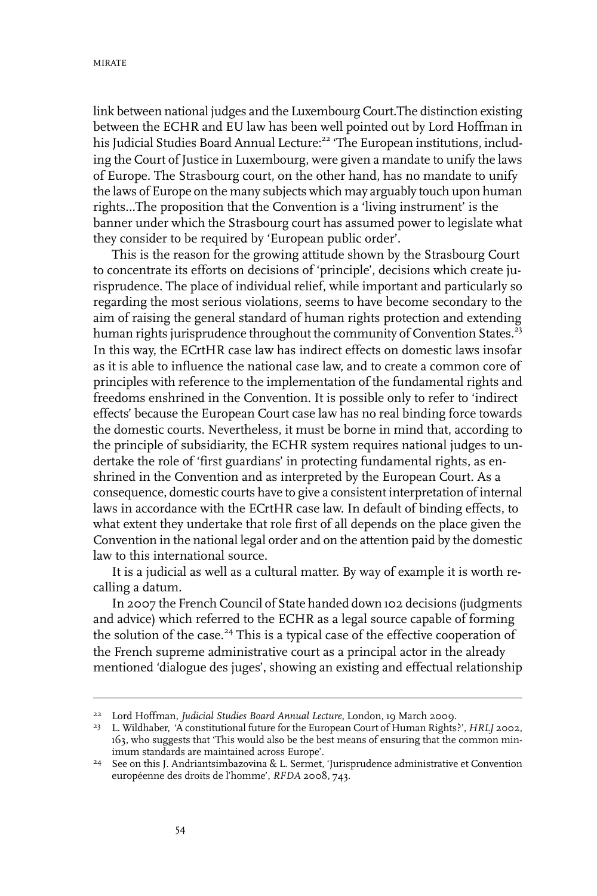link between national judges and the Luxembourg Court.The distinction existing between the ECHR and EU law has been well pointed out by Lord Hoffman in his Judicial Studies Board Annual Lecture:[22] 'The European institutions, including the Court of Justice in Luxembourg, were given a mandate to unify the laws of Europe. The Strasbourg court, on the other hand, has no mandate to unify the laws of Europe on the many subjects which may arguably touch upon human rights…The proposition that the Convention is a 'living instrument' is the banner under which the Strasbourg court has assumed power to legislate what they consider to be required by 'European public order'.

This is the reason for the growing attitude shown by the Strasbourg Court to concentrate its efforts on decisions of 'principle', decisions which create jurisprudence. The place of individual relief, while important and particularly so regarding the most serious violations, seems to have become secondary to the aim of raising the general standard of human rights protection and extending human rights jurisprudence throughout the community of Convention States.[23] In this way, the ECrtHR case law has indirect effects on domestic laws insofar as it is able to influence the national case law, and to create a common core of principles with reference to the implementation of the fundamental rights and freedoms enshrined in the Convention. It is possible only to refer to 'indirect effects' because the European Court case law has no real binding force towards the domestic courts. Nevertheless, it must be borne in mind that, according to the principle of subsidiarity, the ECHR system requires national judges to undertake the role of 'first guardians' in protecting fundamental rights, as enshrined in the Convention and as interpreted by the European Court. As a consequence, domestic courts have to give a consistent interpretation of internal laws in accordance with the ECrtHR case law. In default of binding effects, to what extent they undertake that role first of all depends on the place given the Convention in the national legal order and on the attention paid by the domestic law to this international source.

It is a judicial as well as a cultural matter. By way of example it is worth recalling a datum.

In 2007 the French Council of State handed down 102 decisions (judgments and advice) which referred to the ECHR as a legal source capable of forming the solution of the case.[24] This is a typical case of the effective cooperation of the French supreme administrative court as a principal actor in the already mentioned 'dialogue des juges', showing an existing and effectual relationship

---

[22] Lord Hoffman, *Judicial Studies Board Annual Lecture*, London, 19 March 2009.

[23] L. Wildhaber, 'A constitutional future for the European Court of Human Rights?', *HRLJ* 2002, 163, who suggests that 'This would also be the best means of ensuring that the common minimum standards are maintained across Europe'.

[24] See on this J. Andriantsimbazovina & L. Sermet, 'Jurisprudence administrative et Convention européenne des droits de l'homme', *RFDA* 2008, 743.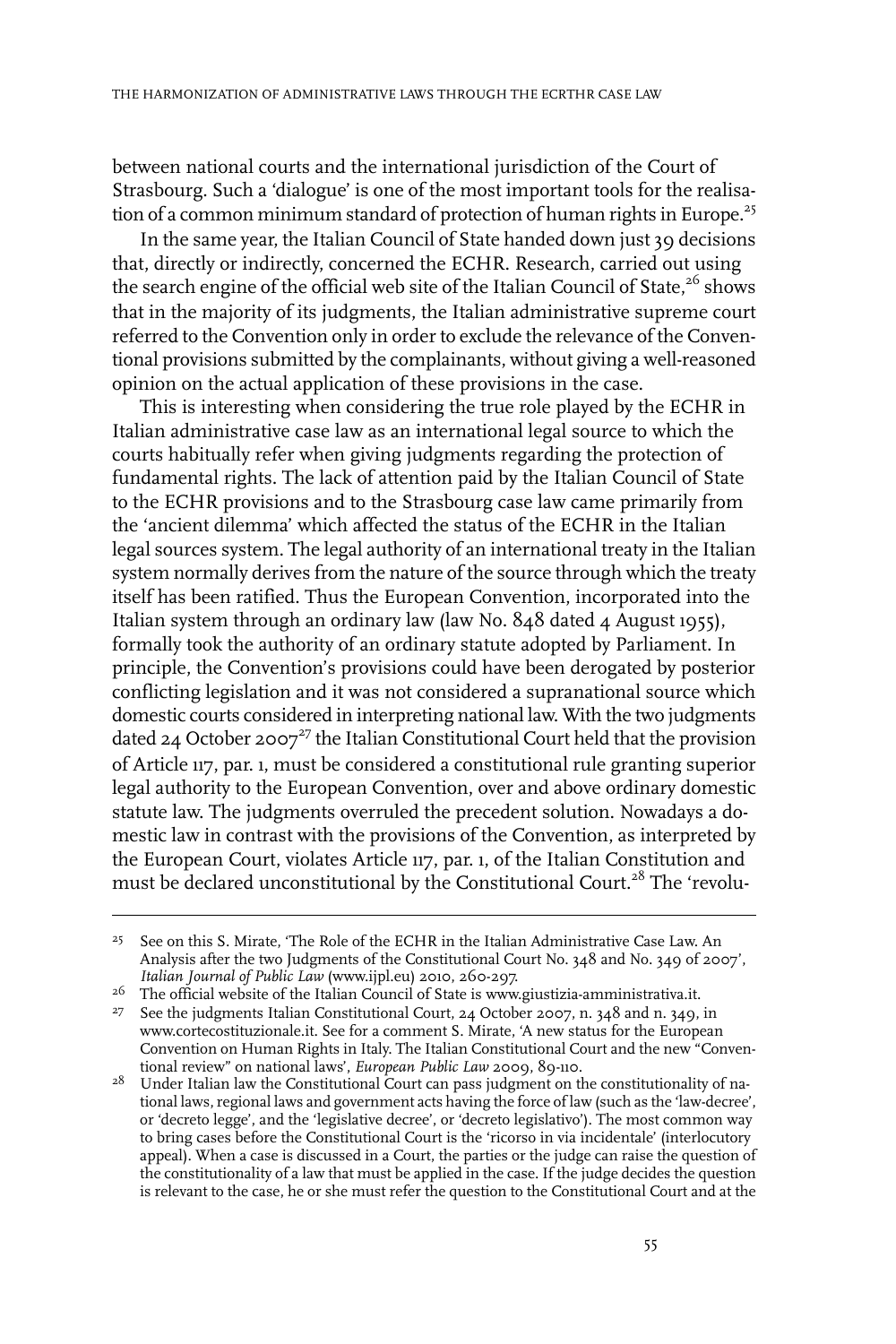between national courts and the international jurisdiction of the Court of Strasbourg. Such a 'dialogue' is one of the most important tools for the realisation of a common minimum standard of protection of human rights in Europe.[25]

In the same year, the Italian Council of State handed down just 39 decisions that, directly or indirectly, concerned the ECHR. Research, carried out using the search engine of the official web site of the Italian Council of State,[26] shows that in the majority of its judgments, the Italian administrative supreme court referred to the Convention only in order to exclude the relevance of the Conventional provisions submitted by the complainants, without giving a well-reasoned opinion on the actual application of these provisions in the case.

This is interesting when considering the true role played by the ECHR in Italian administrative case law as an international legal source to which the courts habitually refer when giving judgments regarding the protection of fundamental rights. The lack of attention paid by the Italian Council of State to the ECHR provisions and to the Strasbourg case law came primarily from the 'ancient dilemma' which affected the status of the ECHR in the Italian legal sources system. The legal authority of an international treaty in the Italian system normally derives from the nature of the source through which the treaty itself has been ratified. Thus the European Convention, incorporated into the Italian system through an ordinary law (law No. 848 dated 4 August 1955), formally took the authority of an ordinary statute adopted by Parliament. In principle, the Convention's provisions could have been derogated by posterior conflicting legislation and it was not considered a supranational source which domestic courts considered in interpreting national law. With the two judgments dated 24 October 2007[27] the Italian Constitutional Court held that the provision of Article 117, par. 1, must be considered a constitutional rule granting superior legal authority to the European Convention, over and above ordinary domestic statute law. The judgments overruled the precedent solution. Nowadays a domestic law in contrast with the provisions of the Convention, as interpreted by the European Court, violates Article 117, par. 1, of the Italian Constitution and must be declared unconstitutional by the Constitutional Court.[28] The 'revolu-

---

[25] See on this S. Mirate, 'The Role of the ECHR in the Italian Administrative Case Law. An Analysis after the two Judgments of the Constitutional Court No. 348 and No. 349 of 2007', *Italian Journal of Public Law* (www.ijpl.eu) 2010, 260-297.

[26] The official website of the Italian Council of State is www.giustizia-amministrativa.it.

[27] See the judgments Italian Constitutional Court, 24 October 2007, n. 348 and n. 349, in www.cortecostituzionale.it. See for a comment S. Mirate, 'A new status for the European Convention on Human Rights in Italy. The Italian Constitutional Court and the new "Conventional review" on national laws', *European Public Law* 2009, 89-110.

[28] Under Italian law the Constitutional Court can pass judgment on the constitutionality of national laws, regional laws and government acts having the force of law (such as the 'law-decree', or 'decreto legge', and the 'legislative decree', or 'decreto legislativo'). The most common way to bring cases before the Constitutional Court is the 'ricorso in via incidentale' (interlocutory appeal). When a case is discussed in a Court, the parties or the judge can raise the question of the constitutionality of a law that must be applied in the case. If the judge decides the question is relevant to the case, he or she must refer the question to the Constitutional Court and at the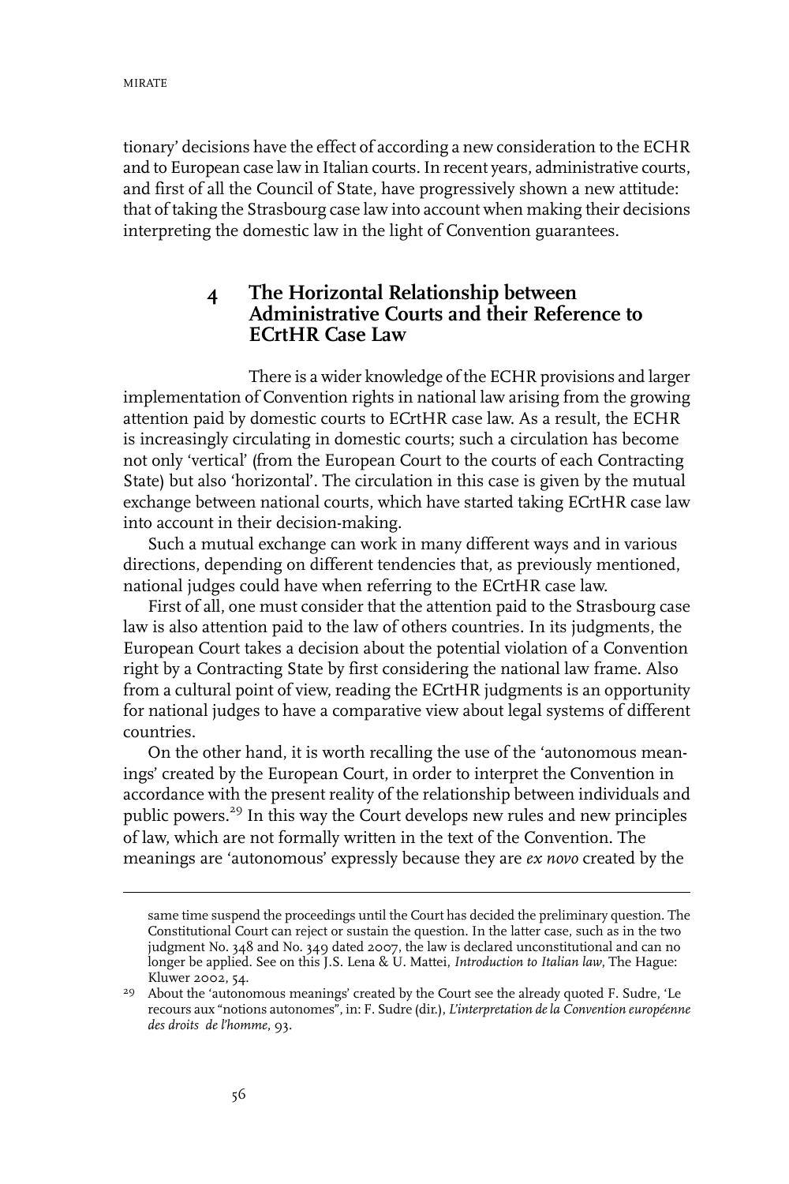tionary' decisions have the effect of according a new consideration to the ECHR and to European case law in Italian courts. In recent years, administrative courts, and first of all the Council of State, have progressively shown a new attitude: that of taking the Strasbourg case law into account when making their decisions interpreting the domestic law in the light of Convention guarantees.

## 4 The Horizontal Relationship between Administrative Courts and their Reference to ECrtHR Case Law

There is a wider knowledge of the ECHR provisions and larger implementation of Convention rights in national law arising from the growing attention paid by domestic courts to ECrtHR case law. As a result, the ECHR is increasingly circulating in domestic courts; such a circulation has become not only 'vertical' (from the European Court to the courts of each Contracting State) but also 'horizontal'. The circulation in this case is given by the mutual exchange between national courts, which have started taking ECrtHR case law into account in their decision-making.

Such a mutual exchange can work in many different ways and in various directions, depending on different tendencies that, as previously mentioned, national judges could have when referring to the ECrtHR case law.

First of all, one must consider that the attention paid to the Strasbourg case law is also attention paid to the law of others countries. In its judgments, the European Court takes a decision about the potential violation of a Convention right by a Contracting State by first considering the national law frame. Also from a cultural point of view, reading the ECrtHR judgments is an opportunity for national judges to have a comparative view about legal systems of different countries.

On the other hand, it is worth recalling the use of the 'autonomous meanings' created by the European Court, in order to interpret the Convention in accordance with the present reality of the relationship between individuals and public powers.[29] In this way the Court develops new rules and new principles of law, which are not formally written in the text of the Convention. The meanings are 'autonomous' expressly because they are *ex novo* created by the

same time suspend the proceedings until the Court has decided the preliminary question. The Constitutional Court can reject or sustain the question. In the latter case, such as in the two judgment No. 348 and No. 349 dated 2007, the law is declared unconstitutional and can no longer be applied. See on this J.S. Lena & U. Mattei, *Introduction to Italian law*, The Hague: Kluwer 2002, 54.

29 About the 'autonomous meanings' created by the Court see the already quoted F. Sudre, 'Le recours aux "notions autonomes", in: F. Sudre (dir.), *L'interpretation de la Convention européenne des droits de l'homme*, 93.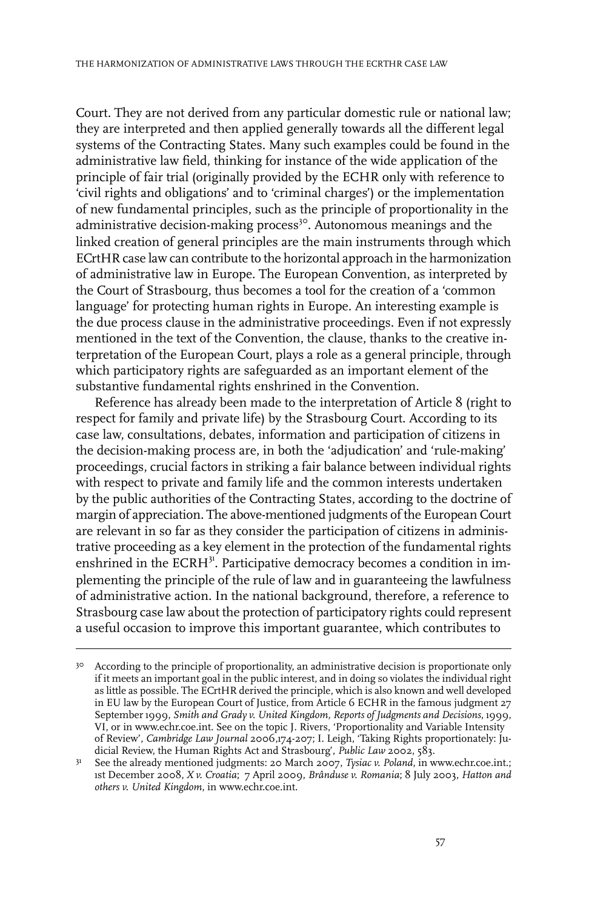Court. They are not derived from any particular domestic rule or national law; they are interpreted and then applied generally towards all the different legal systems of the Contracting States. Many such examples could be found in the administrative law field, thinking for instance of the wide application of the principle of fair trial (originally provided by the ECHR only with reference to 'civil rights and obligations' and to 'criminal charges') or the implementation of new fundamental principles, such as the principle of proportionality in the administrative decision-making process[30]. Autonomous meanings and the linked creation of general principles are the main instruments through which ECrtHR case law can contribute to the horizontal approach in the harmonization of administrative law in Europe. The European Convention, as interpreted by the Court of Strasbourg, thus becomes a tool for the creation of a 'common language' for protecting human rights in Europe. An interesting example is the due process clause in the administrative proceedings. Even if not expressly mentioned in the text of the Convention, the clause, thanks to the creative interpretation of the European Court, plays a role as a general principle, through which participatory rights are safeguarded as an important element of the substantive fundamental rights enshrined in the Convention.

Reference has already been made to the interpretation of Article 8 (right to respect for family and private life) by the Strasbourg Court. According to its case law, consultations, debates, information and participation of citizens in the decision-making process are, in both the 'adjudication' and 'rule-making' proceedings, crucial factors in striking a fair balance between individual rights with respect to private and family life and the common interests undertaken by the public authorities of the Contracting States, according to the doctrine of margin of appreciation. The above-mentioned judgments of the European Court are relevant in so far as they consider the participation of citizens in administrative proceeding as a key element in the protection of the fundamental rights enshrined in the ECRH[31]. Participative democracy becomes a condition in implementing the principle of the rule of law and in guaranteeing the lawfulness of administrative action. In the national background, therefore, a reference to Strasbourg case law about the protection of participatory rights could represent a useful occasion to improve this important guarantee, which contributes to

---

[30] According to the principle of proportionality, an administrative decision is proportionate only if it meets an important goal in the public interest, and in doing so violates the individual right as little as possible. The ECrtHR derived the principle, which is also known and well developed in EU law by the European Court of Justice, from Article 6 ECHR in the famous judgment 27 September 1999, *Smith and Grady v. United Kingdom, Reports of Judgments and Decisions*, 1999, VI, or in www.echr.coe.int. See on the topic J. Rivers, 'Proportionality and Variable Intensity of Review', *Cambridge Law Journal* 2006,174-207; I. Leigh, 'Taking Rights proportionately: Judicial Review, the Human Rights Act and Strasbourg', *Public Law* 2002, 583.

[31] See the already mentioned judgments: 20 March 2007, *Tysiac v. Poland*, in www.echr.coe.int.; 1st December 2008, *X v. Croatia*; 7 April 2009, *Brânduse v. Romania*; 8 July 2003, *Hatton and others v. United Kingdom*, in www.echr.coe.int.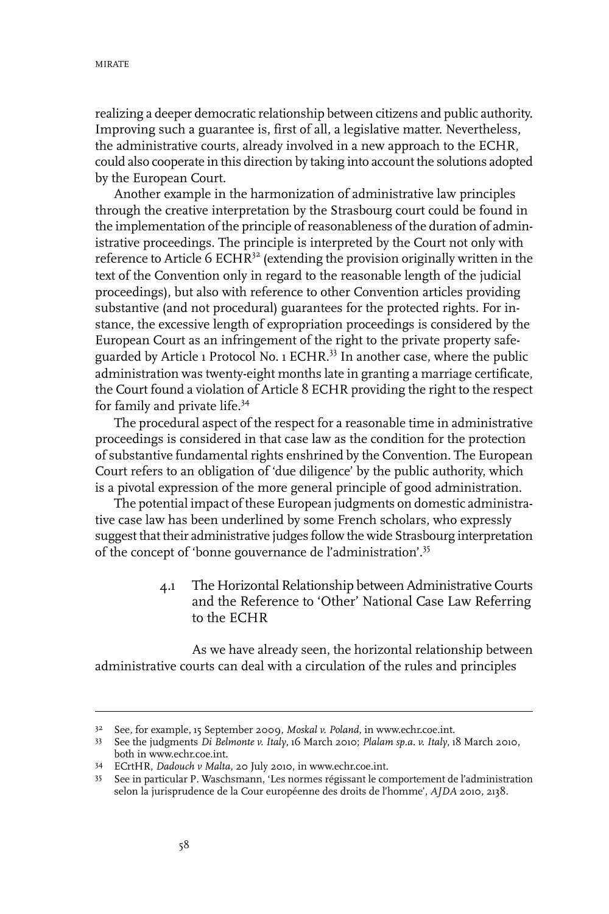realizing a deeper democratic relationship between citizens and public authority. Improving such a guarantee is, first of all, a legislative matter. Nevertheless, the administrative courts, already involved in a new approach to the ECHR, could also cooperate in this direction by taking into account the solutions adopted by the European Court.

Another example in the harmonization of administrative law principles through the creative interpretation by the Strasbourg court could be found in the implementation of the principle of reasonableness of the duration of administrative proceedings. The principle is interpreted by the Court not only with reference to Article 6 ECHR[32] (extending the provision originally written in the text of the Convention only in regard to the reasonable length of the judicial proceedings), but also with reference to other Convention articles providing substantive (and not procedural) guarantees for the protected rights. For instance, the excessive length of expropriation proceedings is considered by the European Court as an infringement of the right to the private property safeguarded by Article 1 Protocol No. 1 ECHR.[33] In another case, where the public administration was twenty-eight months late in granting a marriage certificate, the Court found a violation of Article 8 ECHR providing the right to the respect for family and private life.[34]

The procedural aspect of the respect for a reasonable time in administrative proceedings is considered in that case law as the condition for the protection of substantive fundamental rights enshrined by the Convention. The European Court refers to an obligation of 'due diligence' by the public authority, which is a pivotal expression of the more general principle of good administration.

The potential impact of these European judgments on domestic administrative case law has been underlined by some French scholars, who expressly suggest that their administrative judges follow the wide Strasbourg interpretation of the concept of 'bonne gouvernance de l'administration'.[35]

### 4.1 The Horizontal Relationship between Administrative Courts and the Reference to 'Other' National Case Law Referring to the ECHR

As we have already seen, the horizontal relationship between administrative courts can deal with a circulation of the rules and principles

---

32 See, for example, 15 September 2009, *Moskal v. Poland*, in www.echr.coe.int.

33 See the judgments *Di Belmonte v. Italy*, 16 March 2010; *Plalam sp.a. v. Italy*, 18 March 2010, both in www.echr.coe.int.

34 ECrtHR, *Dadouch v Malta*, 20 July 2010, in www.echr.coe.int.

35 See in particular P. Waschsmann, 'Les normes régissant le comportement de l'administration selon la jurisprudence de la Cour européenne des droits de l'homme', *AJDA* 2010, 2138.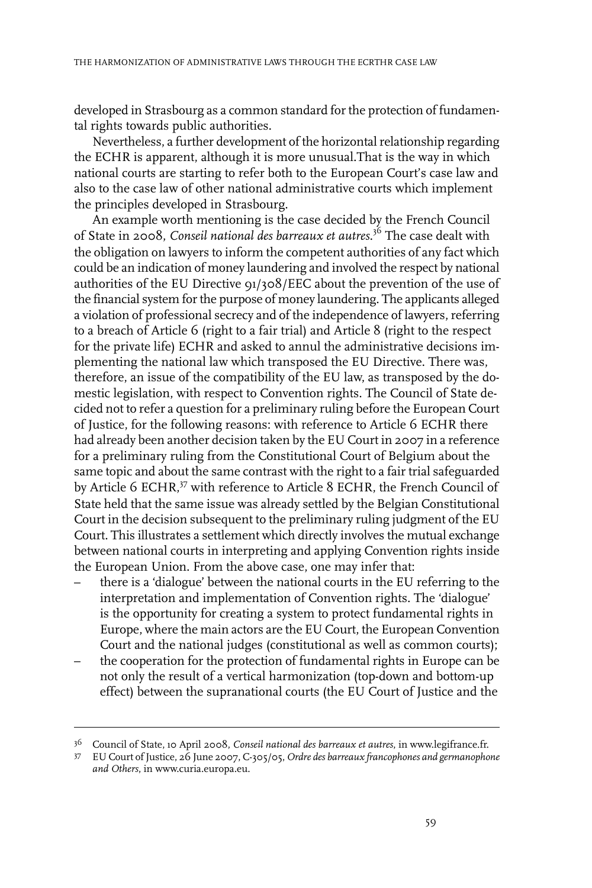developed in Strasbourg as a common standard for the protection of fundamental rights towards public authorities.

Nevertheless, a further development of the horizontal relationship regarding the ECHR is apparent, although it is more unusual.That is the way in which national courts are starting to refer both to the European Court's case law and also to the case law of other national administrative courts which implement the principles developed in Strasbourg.

An example worth mentioning is the case decided by the French Council of State in 2008, *Conseil national des barreaux et autres*.[36] The case dealt with the obligation on lawyers to inform the competent authorities of any fact which could be an indication of money laundering and involved the respect by national authorities of the EU Directive 91/308/EEC about the prevention of the use of the financial system for the purpose of money laundering. The applicants alleged a violation of professional secrecy and of the independence of lawyers, referring to a breach of Article 6 (right to a fair trial) and Article 8 (right to the respect for the private life) ECHR and asked to annul the administrative decisions implementing the national law which transposed the EU Directive. There was, therefore, an issue of the compatibility of the EU law, as transposed by the domestic legislation, with respect to Convention rights. The Council of State decided not to refer a question for a preliminary ruling before the European Court of Justice, for the following reasons: with reference to Article 6 ECHR there had already been another decision taken by the EU Court in 2007 in a reference for a preliminary ruling from the Constitutional Court of Belgium about the same topic and about the same contrast with the right to a fair trial safeguarded by Article 6 ECHR,[37] with reference to Article 8 ECHR, the French Council of State held that the same issue was already settled by the Belgian Constitutional Court in the decision subsequent to the preliminary ruling judgment of the EU Court. This illustrates a settlement which directly involves the mutual exchange between national courts in interpreting and applying Convention rights inside the European Union. From the above case, one may infer that:

- there is a 'dialogue' between the national courts in the EU referring to the interpretation and implementation of Convention rights. The 'dialogue' is the opportunity for creating a system to protect fundamental rights in Europe, where the main actors are the EU Court, the European Convention Court and the national judges (constitutional as well as common courts);
- the cooperation for the protection of fundamental rights in Europe can be not only the result of a vertical harmonization (top-down and bottom-up effect) between the supranational courts (the EU Court of Justice and the

---

36 Council of State, 10 April 2008, *Conseil national des barreaux et autres*, in www.legifrance.fr.

37 EU Court of Justice, 26 June 2007, C-305/05, *Ordre des barreaux francophones and germanophone and Others*, in www.curia.europa.eu.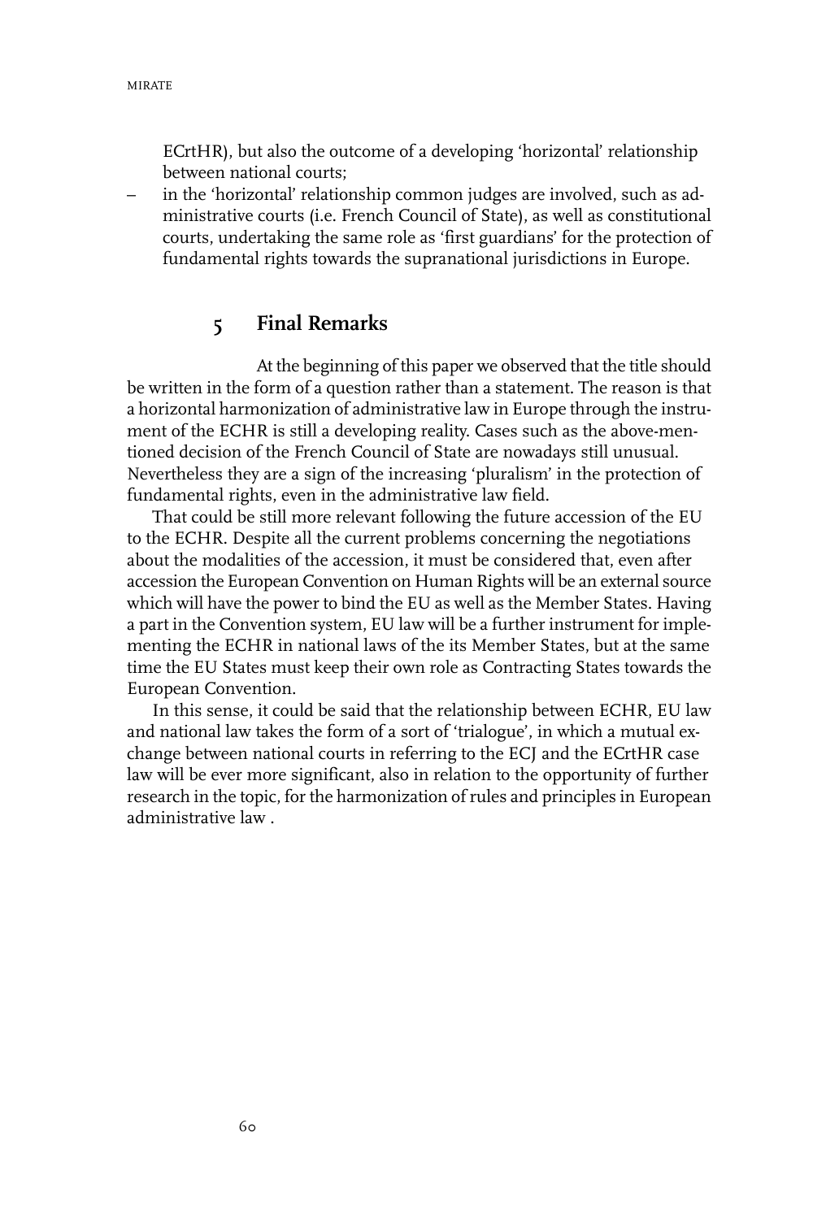ECrtHR), but also the outcome of a developing 'horizontal' relationship between national courts;

- in the 'horizontal' relationship common judges are involved, such as administrative courts (i.e. French Council of State), as well as constitutional courts, undertaking the same role as 'first guardians' for the protection of fundamental rights towards the supranational jurisdictions in Europe.

## 5 Final Remarks

At the beginning of this paper we observed that the title should be written in the form of a question rather than a statement. The reason is that a horizontal harmonization of administrative law in Europe through the instrument of the ECHR is still a developing reality. Cases such as the above-mentioned decision of the French Council of State are nowadays still unusual. Nevertheless they are a sign of the increasing 'pluralism' in the protection of fundamental rights, even in the administrative law field.

That could be still more relevant following the future accession of the EU to the ECHR. Despite all the current problems concerning the negotiations about the modalities of the accession, it must be considered that, even after accession the European Convention on Human Rights will be an external source which will have the power to bind the EU as well as the Member States. Having a part in the Convention system, EU law will be a further instrument for implementing the ECHR in national laws of the its Member States, but at the same time the EU States must keep their own role as Contracting States towards the European Convention.

In this sense, it could be said that the relationship between ECHR, EU law and national law takes the form of a sort of 'trialogue', in which a mutual exchange between national courts in referring to the ECJ and the ECrtHR case law will be ever more significant, also in relation to the opportunity of further research in the topic, for the harmonization of rules and principles in European administrative law .